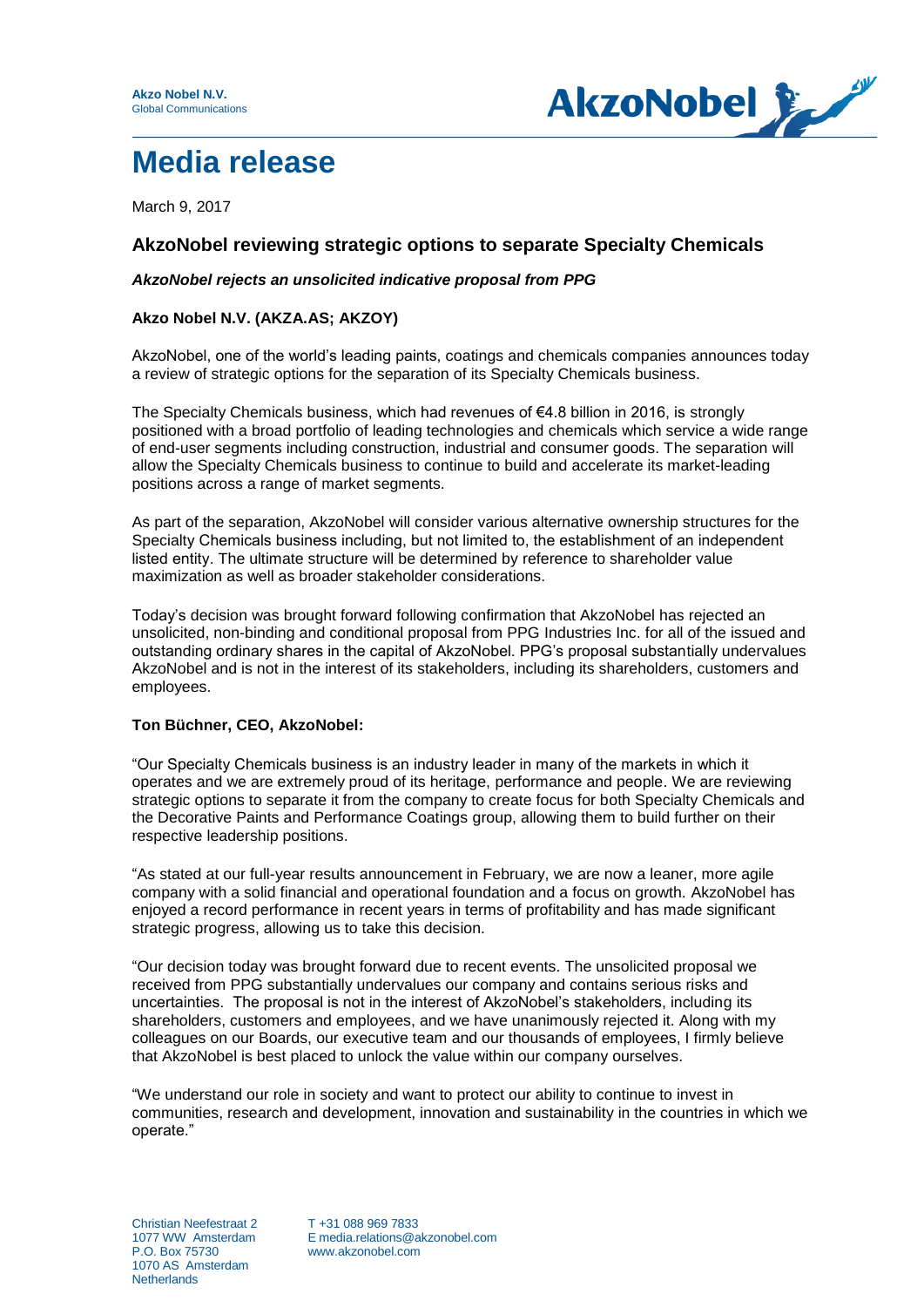**Akzo Nobel N.V.**
Global Communications

# Media release

March 9, 2017

## AkzoNobel reviewing strategic options to separate Specialty Chemicals

***AkzoNobel rejects an unsolicited indicative proposal from PPG***

**Akzo Nobel N.V. (AKZA.AS; AKZOY)**

AkzoNobel, one of the world's leading paints, coatings and chemicals companies announces today a review of strategic options for the separation of its Specialty Chemicals business.

The Specialty Chemicals business, which had revenues of €4.8 billion in 2016, is strongly positioned with a broad portfolio of leading technologies and chemicals which service a wide range of end-user segments including construction, industrial and consumer goods. The separation will allow the Specialty Chemicals business to continue to build and accelerate its market-leading positions across a range of market segments.

As part of the separation, AkzoNobel will consider various alternative ownership structures for the Specialty Chemicals business including, but not limited to, the establishment of an independent listed entity. The ultimate structure will be determined by reference to shareholder value maximization as well as broader stakeholder considerations.

Today's decision was brought forward following confirmation that AkzoNobel has rejected an unsolicited, non-binding and conditional proposal from PPG Industries Inc. for all of the issued and outstanding ordinary shares in the capital of AkzoNobel. PPG's proposal substantially undervalues AkzoNobel and is not in the interest of its stakeholders, including its shareholders, customers and employees.

**Ton Büchner, CEO, AkzoNobel:**

"Our Specialty Chemicals business is an industry leader in many of the markets in which it operates and we are extremely proud of its heritage, performance and people. We are reviewing strategic options to separate it from the company to create focus for both Specialty Chemicals and the Decorative Paints and Performance Coatings group, allowing them to build further on their respective leadership positions.

"As stated at our full-year results announcement in February, we are now a leaner, more agile company with a solid financial and operational foundation and a focus on growth. AkzoNobel has enjoyed a record performance in recent years in terms of profitability and has made significant strategic progress, allowing us to take this decision.

"Our decision today was brought forward due to recent events. The unsolicited proposal we received from PPG substantially undervalues our company and contains serious risks and uncertainties. The proposal is not in the interest of AkzoNobel's stakeholders, including its shareholders, customers and employees, and we have unanimously rejected it. Along with my colleagues on our Boards, our executive team and our thousands of employees, I firmly believe that AkzoNobel is best placed to unlock the value within our company ourselves.

"We understand our role in society and want to protect our ability to continue to invest in communities, research and development, innovation and sustainability in the countries in which we operate."

Christian Neefestraat 2
1077 WW Amsterdam
P.O. Box 75730
1070 AS Amsterdam
Netherlands

T +31 088 969 7833
E media.relations@akzonobel.com
www.akzonobel.com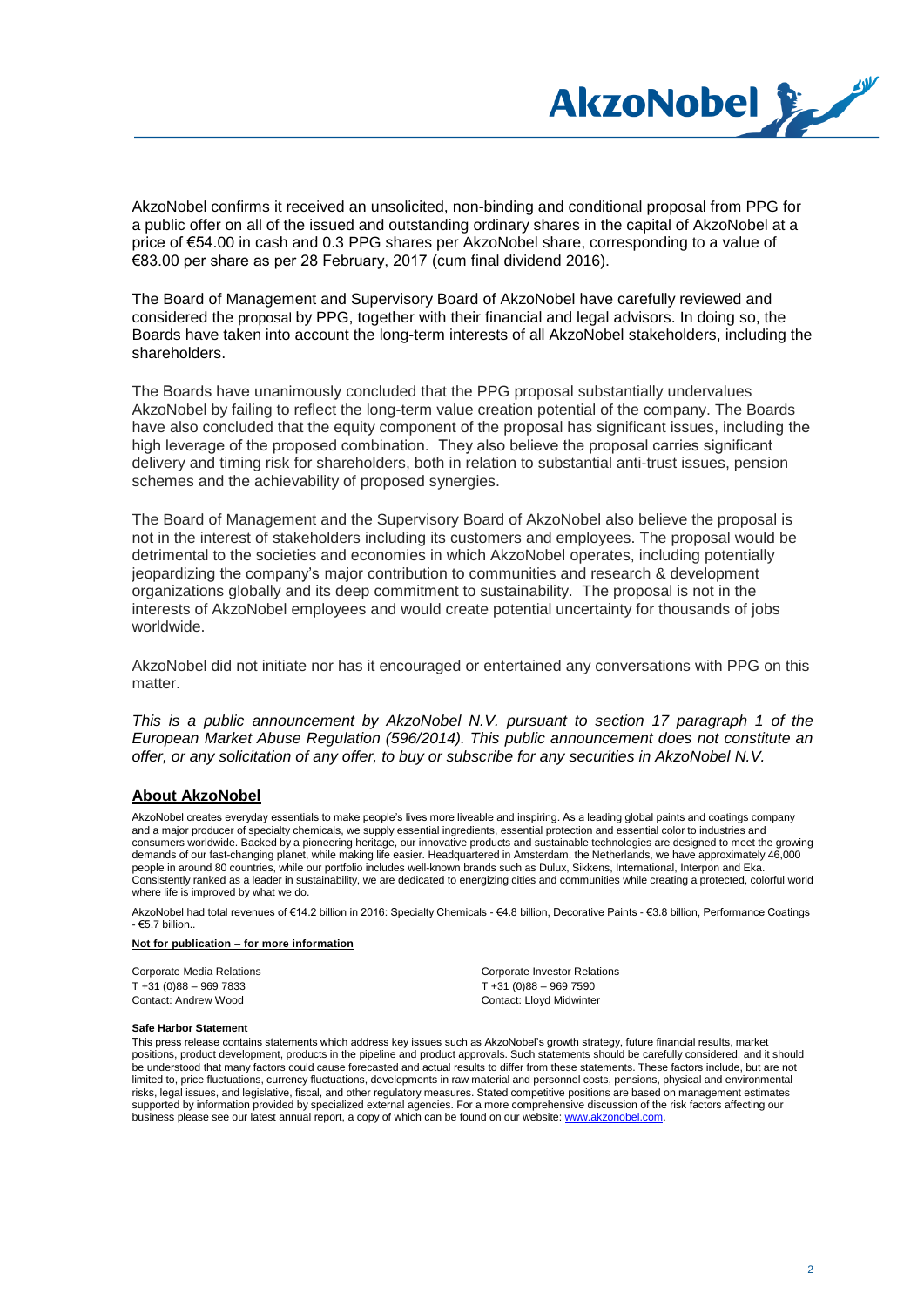AkzoNobel confirms it received an unsolicited, non-binding and conditional proposal from PPG for a public offer on all of the issued and outstanding ordinary shares in the capital of AkzoNobel at a price of €54.00 in cash and 0.3 PPG shares per AkzoNobel share, corresponding to a value of €83.00 per share as per 28 February, 2017 (cum final dividend 2016).

The Board of Management and Supervisory Board of AkzoNobel have carefully reviewed and considered the proposal by PPG, together with their financial and legal advisors. In doing so, the Boards have taken into account the long-term interests of all AkzoNobel stakeholders, including the shareholders.

The Boards have unanimously concluded that the PPG proposal substantially undervalues AkzoNobel by failing to reflect the long-term value creation potential of the company. The Boards have also concluded that the equity component of the proposal has significant issues, including the high leverage of the proposed combination. They also believe the proposal carries significant delivery and timing risk for shareholders, both in relation to substantial anti-trust issues, pension schemes and the achievability of proposed synergies.

The Board of Management and the Supervisory Board of AkzoNobel also believe the proposal is not in the interest of stakeholders including its customers and employees. The proposal would be detrimental to the societies and economies in which AkzoNobel operates, including potentially jeopardizing the company's major contribution to communities and research & development organizations globally and its deep commitment to sustainability. The proposal is not in the interests of AkzoNobel employees and would create potential uncertainty for thousands of jobs worldwide.

AkzoNobel did not initiate nor has it encouraged or entertained any conversations with PPG on this matter.

*This is a public announcement by AkzoNobel N.V. pursuant to section 17 paragraph 1 of the European Market Abuse Regulation (596/2014). This public announcement does not constitute an offer, or any solicitation of any offer, to buy or subscribe for any securities in AkzoNobel N.V.*

## About AkzoNobel

AkzoNobel creates everyday essentials to make people's lives more liveable and inspiring. As a leading global paints and coatings company and a major producer of specialty chemicals, we supply essential ingredients, essential protection and essential color to industries and consumers worldwide. Backed by a pioneering heritage, our innovative products and sustainable technologies are designed to meet the growing demands of our fast-changing planet, while making life easier. Headquartered in Amsterdam, the Netherlands, we have approximately 46,000 people in around 80 countries, while our portfolio includes well-known brands such as Dulux, Sikkens, International, Interpon and Eka. Consistently ranked as a leader in sustainability, we are dedicated to energizing cities and communities while creating a protected, colorful world where life is improved by what we do.

AkzoNobel had total revenues of €14.2 billion in 2016: Specialty Chemicals - €4.8 billion, Decorative Paints - €3.8 billion, Performance Coatings - €5.7 billion..

**Not for publication – for more information**

Corporate Media Relations
T +31 (0)88 – 969 7833
Contact: Andrew Wood

Corporate Investor Relations
T +31 (0)88 – 969 7590
Contact: Lloyd Midwinter

**Safe Harbor Statement**

This press release contains statements which address key issues such as AkzoNobel's growth strategy, future financial results, market positions, product development, products in the pipeline and product approvals. Such statements should be carefully considered, and it should be understood that many factors could cause forecasted and actual results to differ from these statements. These factors include, but are not limited to, price fluctuations, currency fluctuations, developments in raw material and personnel costs, pensions, physical and environmental risks, legal issues, and legislative, fiscal, and other regulatory measures. Stated competitive positions are based on management estimates supported by information provided by specialized external agencies. For a more comprehensive discussion of the risk factors affecting our business please see our latest annual report, a copy of which can be found on our website: www.akzonobel.com.